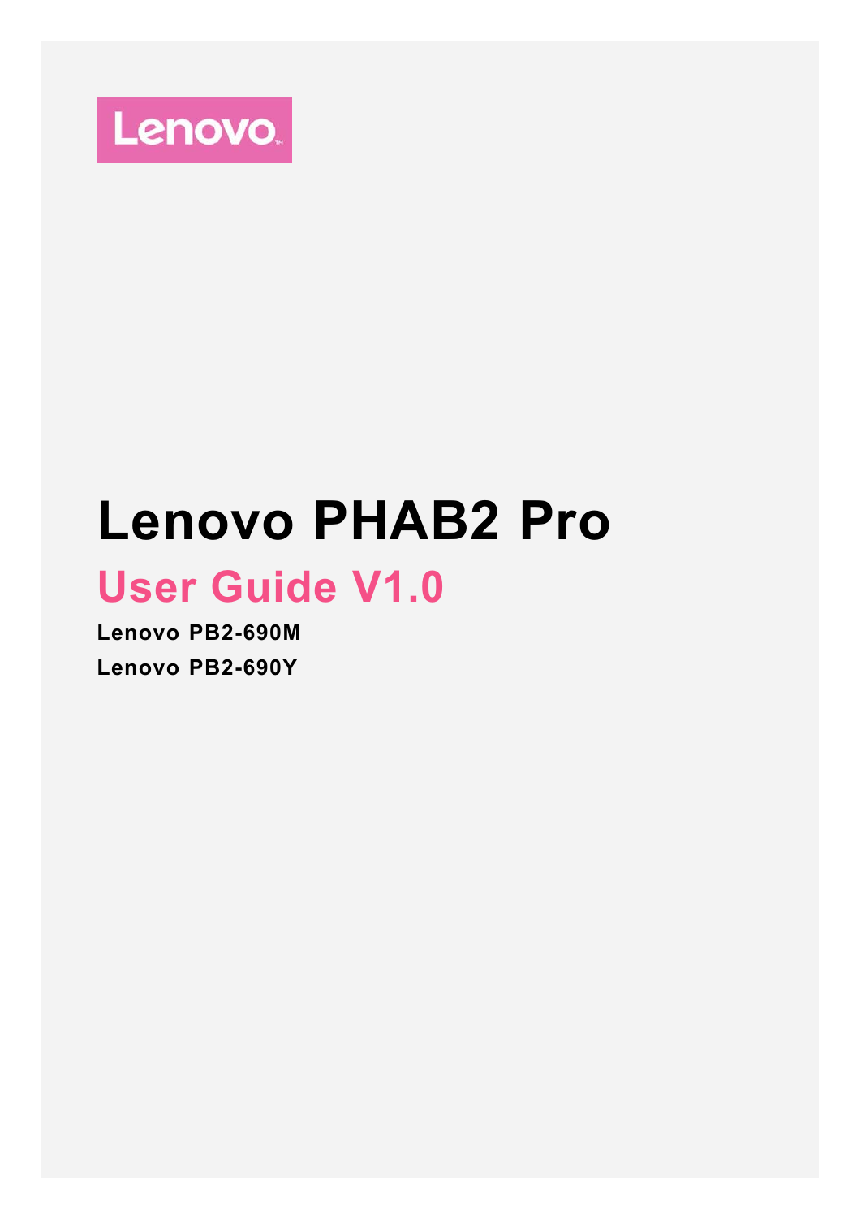Lenovo

# Lenovo PHAB2 Pro

## User Guide V1.0

**Lenovo PB2-690M**

**Lenovo PB2-690Y**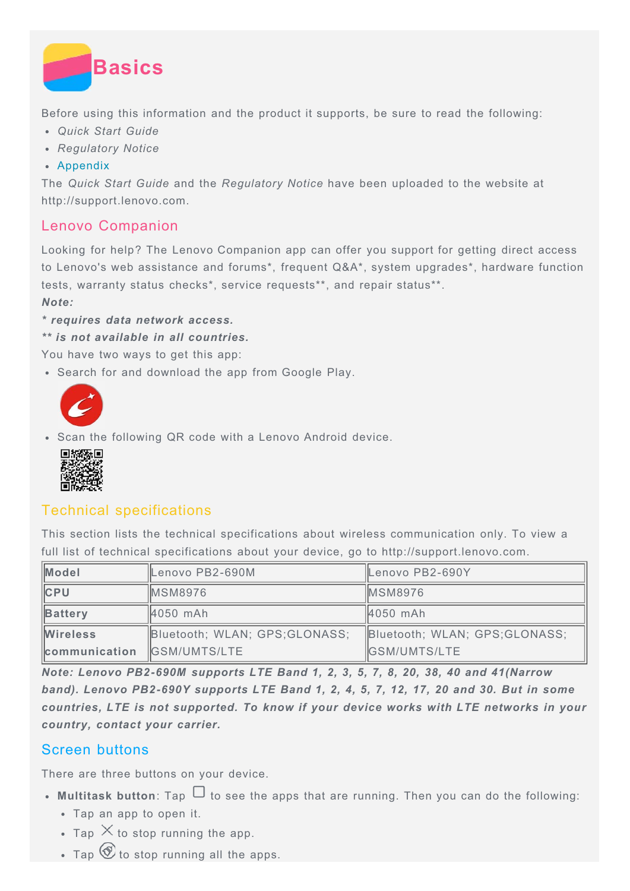# Basics

Before using this information and the product it supports, be sure to read the following:

- *Quick Start Guide*
- *Regulatory Notice*
- Appendix

The *Quick Start Guide* and the *Regulatory Notice* have been uploaded to the website at http://support.lenovo.com.

## Lenovo Companion

Looking for help? The Lenovo Companion app can offer you support for getting direct access to Lenovo's web assistance and forums*, frequent Q&A*, system upgrades*, hardware function tests, warranty status checks*, service requests**, and repair status**.

***Note:***

***\* requires data network access.***

***\*\* is not available in all countries.***

You have two ways to get this app:

- Search for and download the app from Google Play.
- Scan the following QR code with a Lenovo Android device.

## Technical specifications

This section lists the technical specifications about wireless communication only. To view a full list of technical specifications about your device, go to http://support.lenovo.com.

| **Model** | Lenovo PB2-690M | Lenovo PB2-690Y |
|---|---|---|
| **CPU** | MSM8976 | MSM8976 |
| **Battery** | 4050 mAh | 4050 mAh |
| **Wireless communication** | Bluetooth; WLAN; GPS;GLONASS; GSM/UMTS/LTE | Bluetooth; WLAN; GPS;GLONASS; GSM/UMTS/LTE |

***Note: Lenovo PB2-690M supports LTE Band 1, 2, 3, 5, 7, 8, 20, 38, 40 and 41(Narrow band). Lenovo PB2-690Y supports LTE Band 1, 2, 4, 5, 7, 12, 17, 20 and 30. But in some countries, LTE is not supported. To know if your device works with LTE networks in your country, contact your carrier.***

## Screen buttons

There are three buttons on your device.

- **Multitask button**: Tap ☐ to see the apps that are running. Then you can do the following:
  - Tap an app to open it.
  - Tap ✕ to stop running the app.
  - Tap the clear-all icon to stop running all the apps.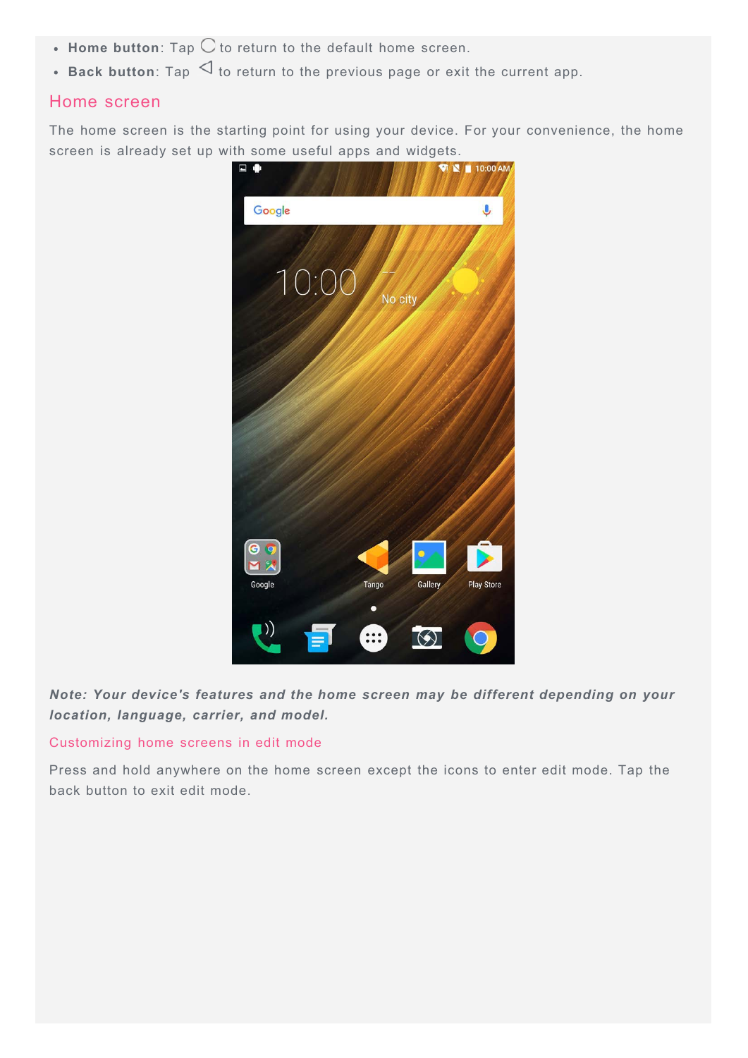- **Home button**: Tap ◯ to return to the default home screen.
- **Back button**: Tap ◁ to return to the previous page or exit the current app.

## Home screen

The home screen is the starting point for using your device. For your convenience, the home screen is already set up with some useful apps and widgets.

***Note: Your device's features and the home screen may be different depending on your location, language, carrier, and model.***

### Customizing home screens in edit mode

Press and hold anywhere on the home screen except the icons to enter edit mode. Tap the back button to exit edit mode.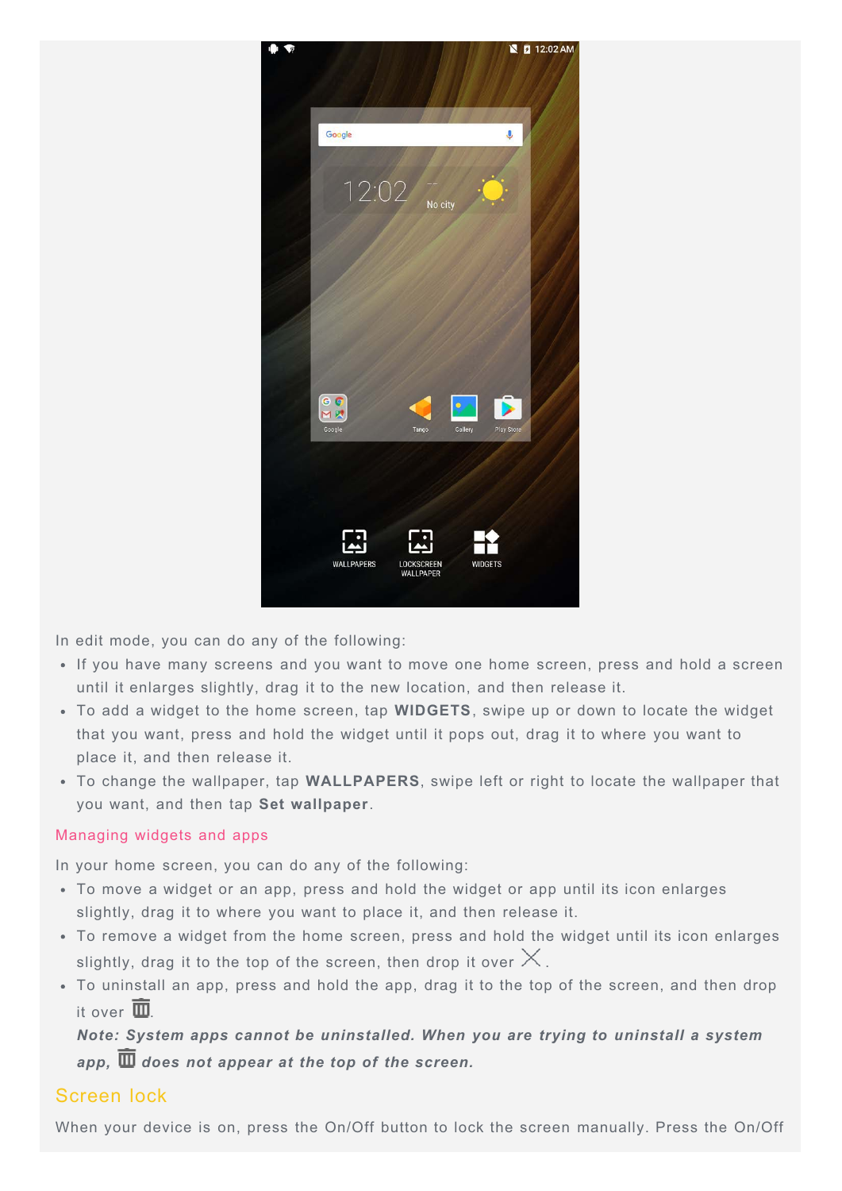In edit mode, you can do any of the following:

- If you have many screens and you want to move one home screen, press and hold a screen until it enlarges slightly, drag it to the new location, and then release it.
- To add a widget to the home screen, tap **WIDGETS**, swipe up or down to locate the widget that you want, press and hold the widget until it pops out, drag it to where you want to place it, and then release it.
- To change the wallpaper, tap **WALLPAPERS**, swipe left or right to locate the wallpaper that you want, and then tap **Set wallpaper**.

### Managing widgets and apps

In your home screen, you can do any of the following:

- To move a widget or an app, press and hold the widget or app until its icon enlarges slightly, drag it to where you want to place it, and then release it.
- To remove a widget from the home screen, press and hold the widget until its icon enlarges slightly, drag it to the top of the screen, then drop it over ╳.
- To uninstall an app, press and hold the app, drag it to the top of the screen, and then drop it over 🗑.

  ***Note: System apps cannot be uninstalled. When you are trying to uninstall a system app, 🗑 does not appear at the top of the screen.***

## Screen lock

When your device is on, press the On/Off button to lock the screen manually. Press the On/Off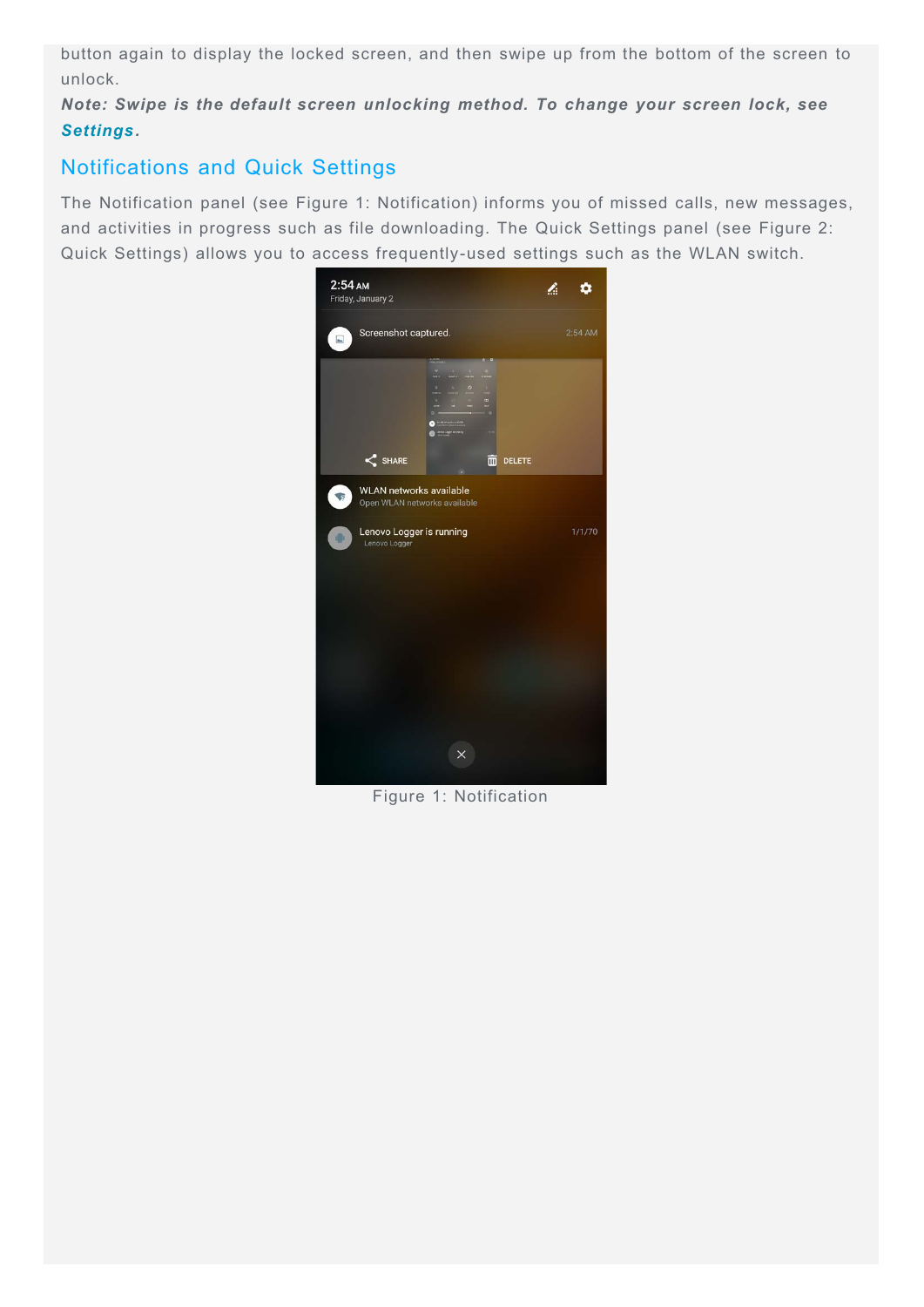button again to display the locked screen, and then swipe up from the bottom of the screen to unlock.

***Note: Swipe is the default screen unlocking method. To change your screen lock, see Settings.***

## Notifications and Quick Settings

The Notification panel (see Figure 1: Notification) informs you of missed calls, new messages, and activities in progress such as file downloading. The Quick Settings panel (see Figure 2: Quick Settings) allows you to access frequently-used settings such as the WLAN switch.

Figure 1: Notification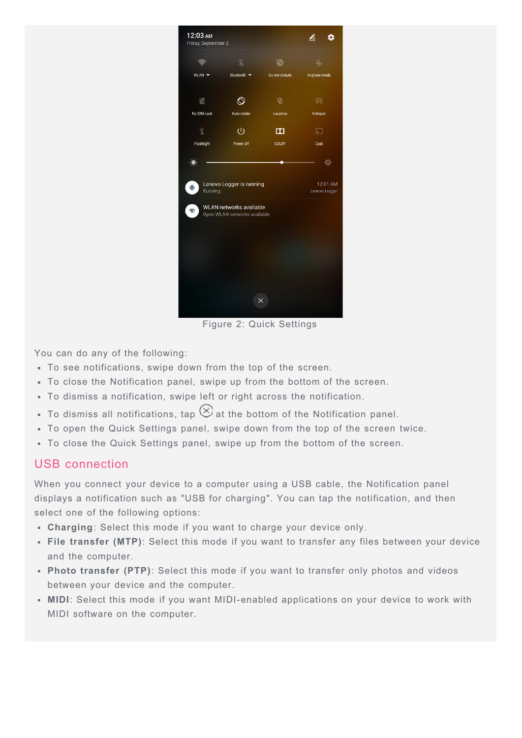Figure 2: Quick Settings

You can do any of the following:

- To see notifications, swipe down from the top of the screen.
- To close the Notification panel, swipe up from the bottom of the screen.
- To dismiss a notification, swipe left or right across the notification.
- To dismiss all notifications, tap ⊗ at the bottom of the Notification panel.
- To open the Quick Settings panel, swipe down from the top of the screen twice.
- To close the Quick Settings panel, swipe up from the bottom of the screen.

## USB connection

When you connect your device to a computer using a USB cable, the Notification panel displays a notification such as "USB for charging". You can tap the notification, and then select one of the following options:

- **Charging**: Select this mode if you want to charge your device only.
- **File transfer (MTP)**: Select this mode if you want to transfer any files between your device and the computer.
- **Photo transfer (PTP)**: Select this mode if you want to transfer only photos and videos between your device and the computer.
- **MIDI**: Select this mode if you want MIDI-enabled applications on your device to work with MIDI software on the computer.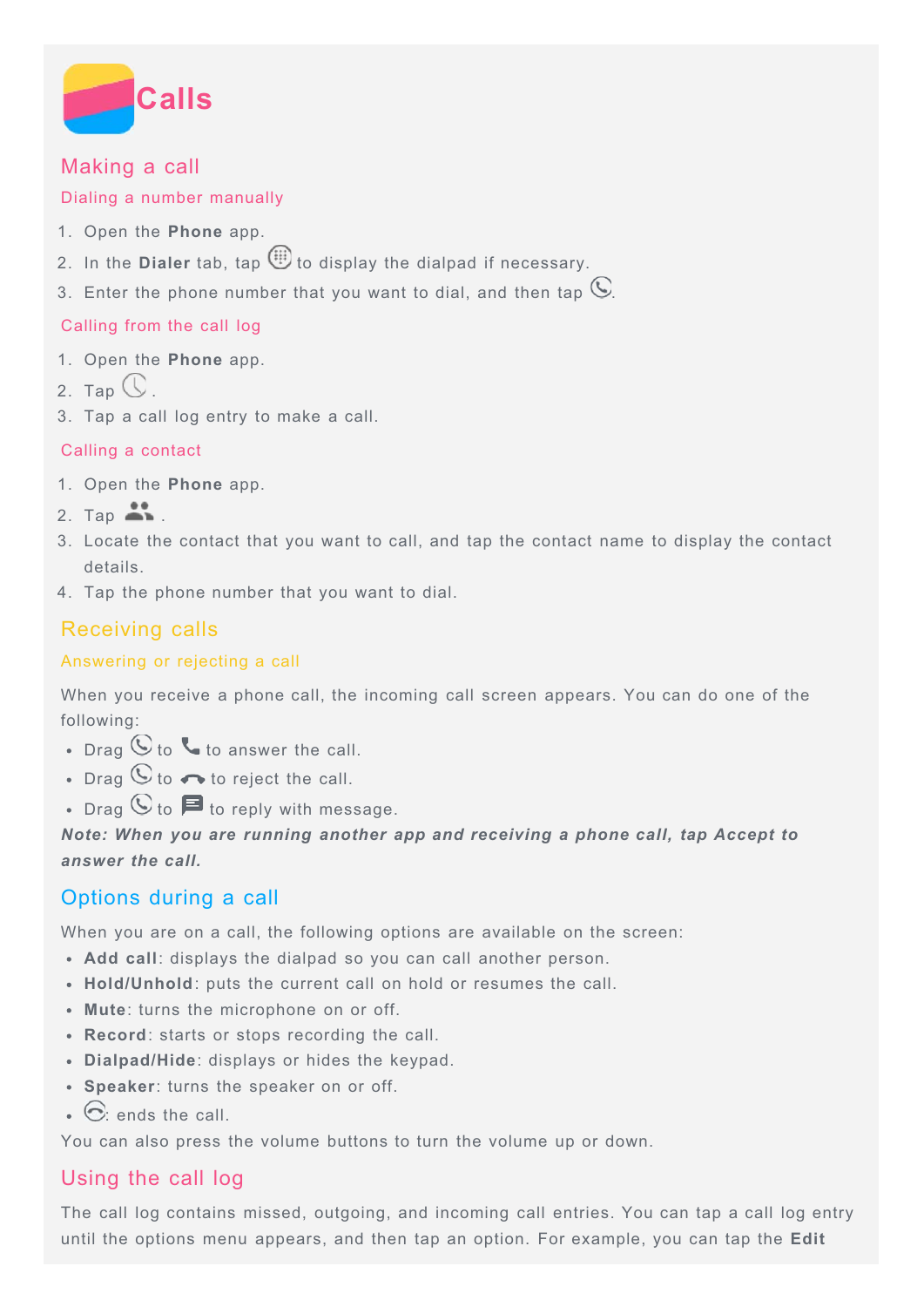# Calls

## Making a call

### Dialing a number manually

1. Open the **Phone** app.
2. In the **Dialer** tab, tap to display the dialpad if necessary.
3. Enter the phone number that you want to dial, and then tap .

### Calling from the call log

1. Open the **Phone** app.
2. Tap .
3. Tap a call log entry to make a call.

### Calling a contact

1. Open the **Phone** app.
2. Tap .
3. Locate the contact that you want to call, and tap the contact name to display the contact details.
4. Tap the phone number that you want to dial.

## Receiving calls

### Answering or rejecting a call

When you receive a phone call, the incoming call screen appears. You can do one of the following:

- Drag to to answer the call.
- Drag to to reject the call.
- Drag to to reply with message.

***Note: When you are running another app and receiving a phone call, tap Accept to answer the call.***

## Options during a call

When you are on a call, the following options are available on the screen:

- **Add call**: displays the dialpad so you can call another person.
- **Hold/Unhold**: puts the current call on hold or resumes the call.
- **Mute**: turns the microphone on or off.
- **Record**: starts or stops recording the call.
- **Dialpad/Hide**: displays or hides the keypad.
- **Speaker**: turns the speaker on or off.
- : ends the call.

You can also press the volume buttons to turn the volume up or down.

## Using the call log

The call log contains missed, outgoing, and incoming call entries. You can tap a call log entry until the options menu appears, and then tap an option. For example, you can tap the **Edit**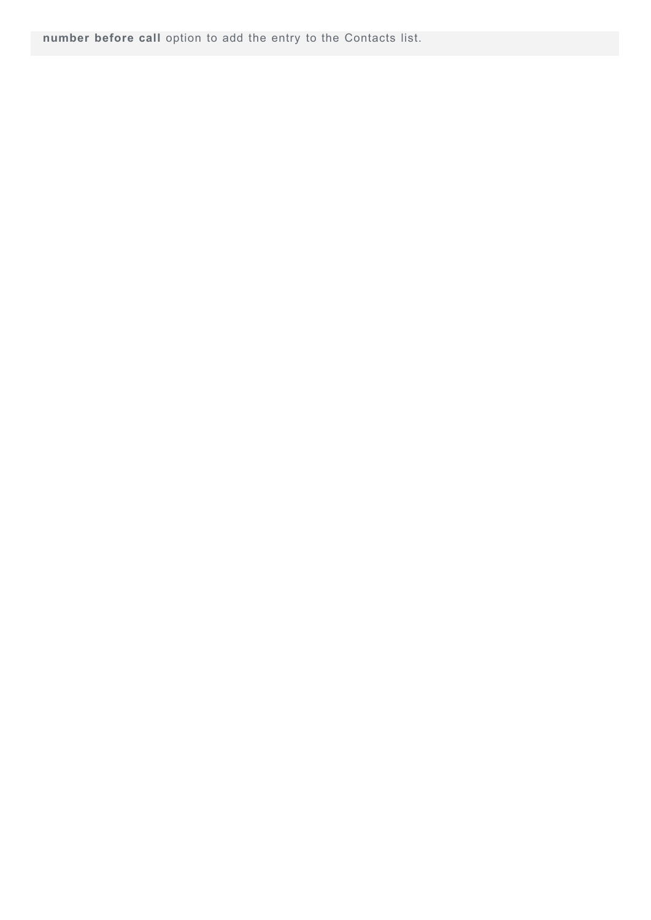**number before call** option to add the entry to the Contacts list.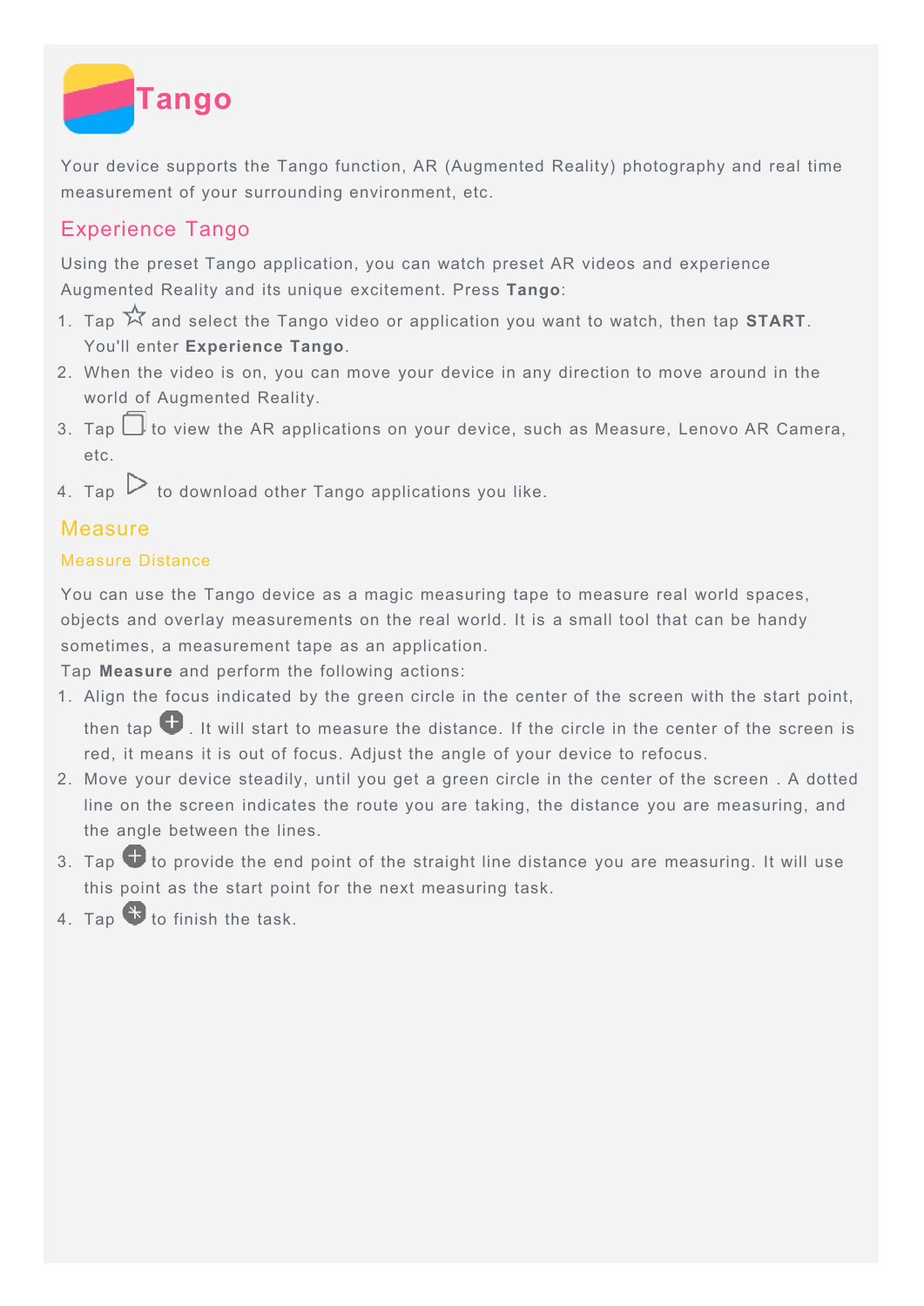# Tango

Your device supports the Tango function, AR (Augmented Reality) photography and real time measurement of your surrounding environment, etc.

## Experience Tango

Using the preset Tango application, you can watch preset AR videos and experience Augmented Reality and its unique excitement. Press **Tango**:

1. Tap ☆ and select the Tango video or application you want to watch, then tap **START**. You'll enter **Experience Tango**.
2. When the video is on, you can move your device in any direction to move around in the world of Augmented Reality.
3. Tap to view the AR applications on your device, such as Measure, Lenovo AR Camera, etc.
4. Tap ▷ to download other Tango applications you like.

## Measure

### Measure Distance

You can use the Tango device as a magic measuring tape to measure real world spaces, objects and overlay measurements on the real world. It is a small tool that can be handy sometimes, a measurement tape as an application.

Tap **Measure** and perform the following actions:

1. Align the focus indicated by the green circle in the center of the screen with the start point, then tap . It will start to measure the distance. If the circle in the center of the screen is red, it means it is out of focus. Adjust the angle of your device to refocus.
2. Move your device steadily, until you get a green circle in the center of the screen . A dotted line on the screen indicates the route you are taking, the distance you are measuring, and the angle between the lines.
3. Tap to provide the end point of the straight line distance you are measuring. It will use this point as the start point for the next measuring task.
4. Tap to finish the task.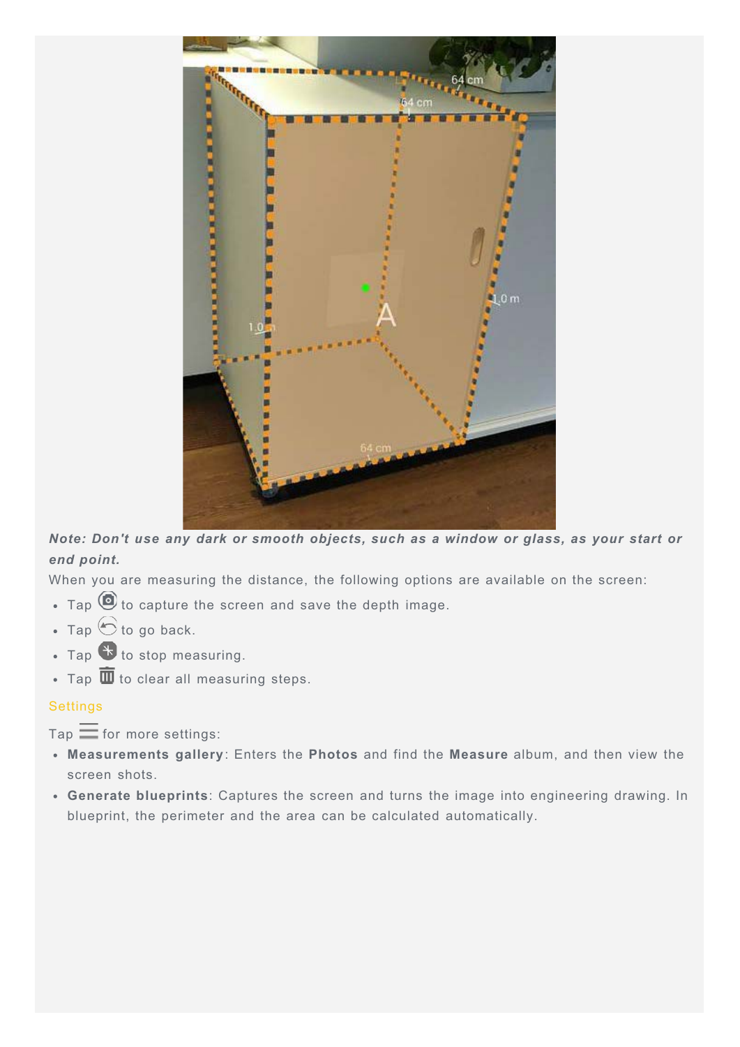***Note: Don't use any dark or smooth objects, such as a window or glass, as your start or end point.***

When you are measuring the distance, the following options are available on the screen:

- Tap to capture the screen and save the depth image.
- Tap to go back.
- Tap to stop measuring.
- Tap to clear all measuring steps.

### Settings

Tap for more settings:

- **Measurements gallery**: Enters the **Photos** and find the **Measure** album, and then view the screen shots.
- **Generate blueprints**: Captures the screen and turns the image into engineering drawing. In blueprint, the perimeter and the area can be calculated automatically.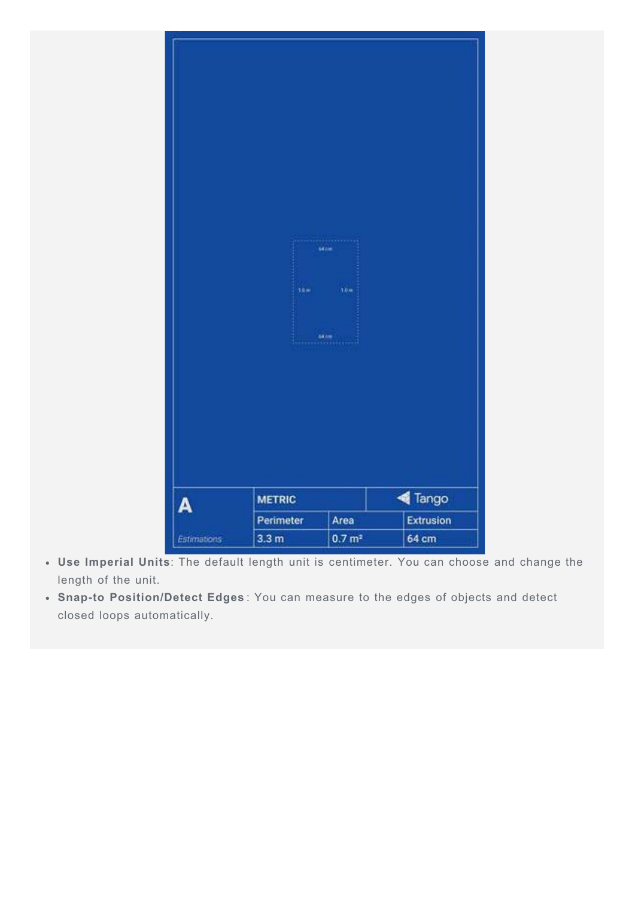- **Use Imperial Units**: The default length unit is centimeter. You can choose and change the length of the unit.
- **Snap-to Position/Detect Edges**: You can measure to the edges of objects and detect closed loops automatically.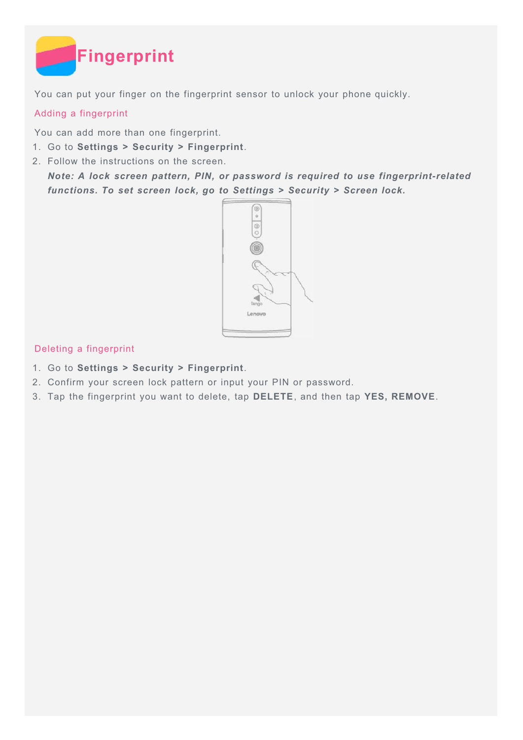# Fingerprint

You can put your finger on the fingerprint sensor to unlock your phone quickly.

## Adding a fingerprint

You can add more than one fingerprint.

1. Go to **Settings** > **Security** > **Fingerprint**.
2. Follow the instructions on the screen.
   ***Note: A lock screen pattern, PIN, or password is required to use fingerprint-related functions. To set screen lock, go to Settings > Security > Screen lock.***

## Deleting a fingerprint

1. Go to **Settings** > **Security** > **Fingerprint**.
2. Confirm your screen lock pattern or input your PIN or password.
3. Tap the fingerprint you want to delete, tap **DELETE**, and then tap **YES, REMOVE**.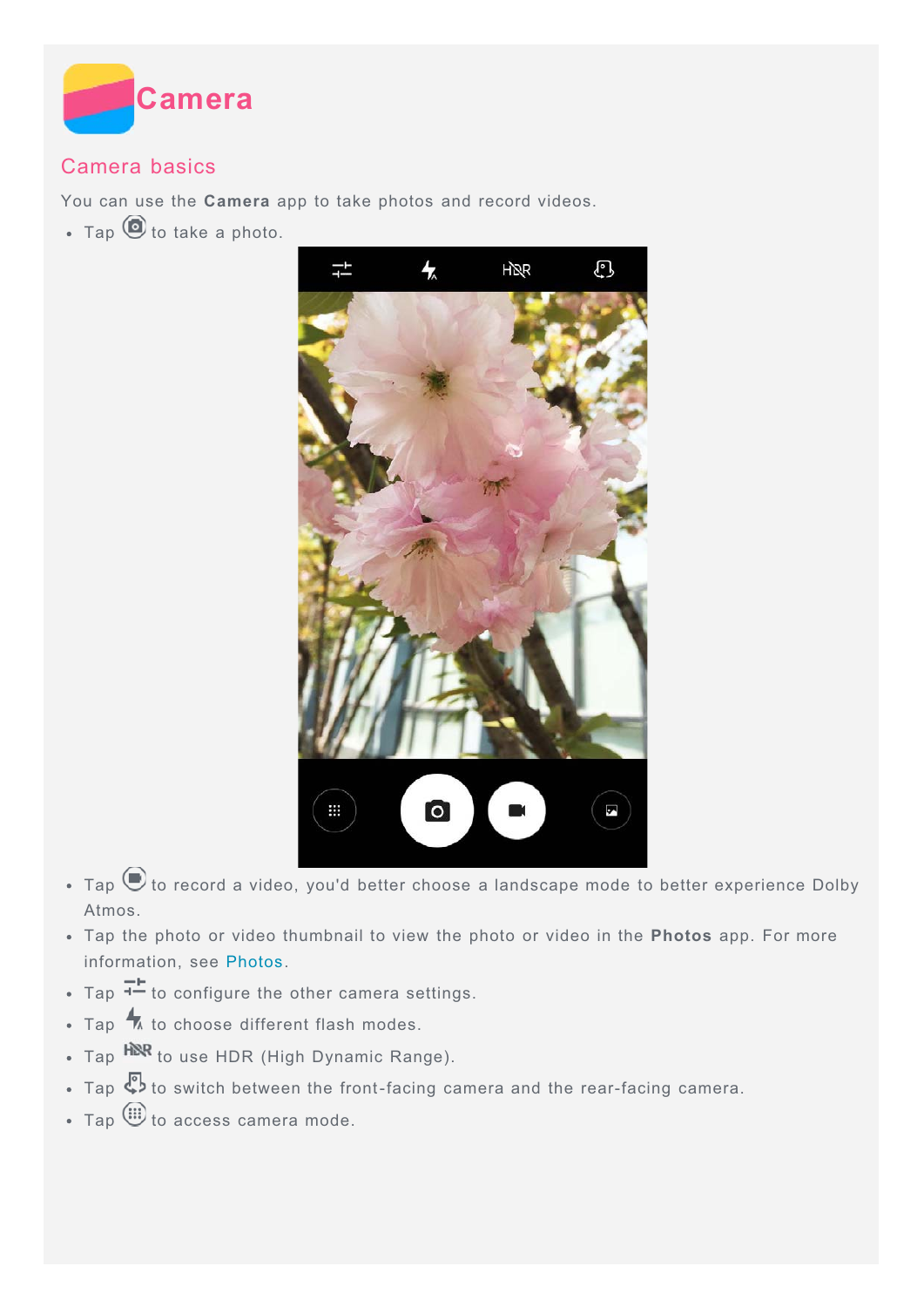# Camera

## Camera basics

You can use the **Camera** app to take photos and record videos.

- Tap to take a photo.
- Tap to record a video, you'd better choose a landscape mode to better experience Dolby Atmos.
- Tap the photo or video thumbnail to view the photo or video in the **Photos** app. For more information, see Photos.
- Tap to configure the other camera settings.
- Tap to choose different flash modes.
- Tap to use HDR (High Dynamic Range).
- Tap to switch between the front-facing camera and the rear-facing camera.
- Tap to access camera mode.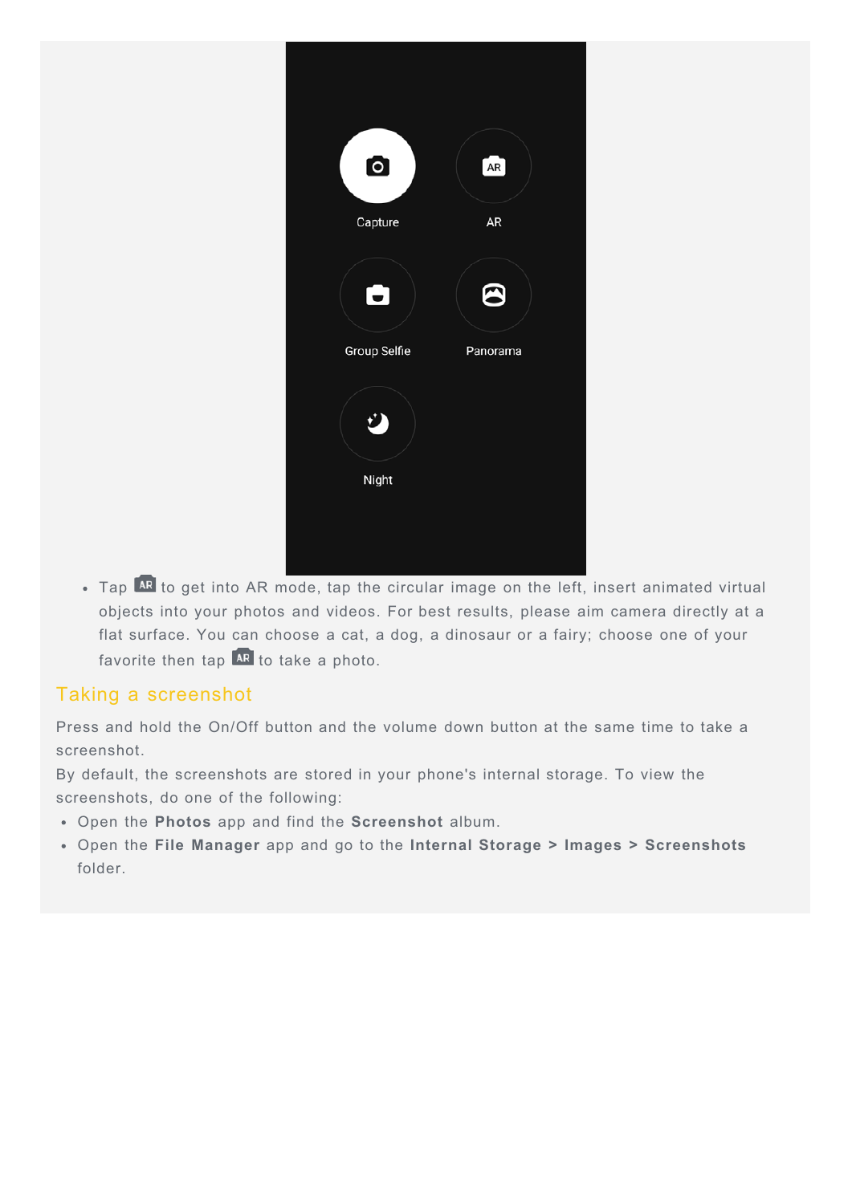Capture

AR

Group Selfie

Panorama

Night

- Tap AR to get into AR mode, tap the circular image on the left, insert animated virtual objects into your photos and videos. For best results, please aim camera directly at a flat surface. You can choose a cat, a dog, a dinosaur or a fairy; choose one of your favorite then tap AR to take a photo.

## Taking a screenshot

Press and hold the On/Off button and the volume down button at the same time to take a screenshot.

By default, the screenshots are stored in your phone's internal storage. To view the screenshots, do one of the following:

- Open the **Photos** app and find the **Screenshot** album.
- Open the **File Manager** app and go to the **Internal Storage > Images > Screenshots** folder.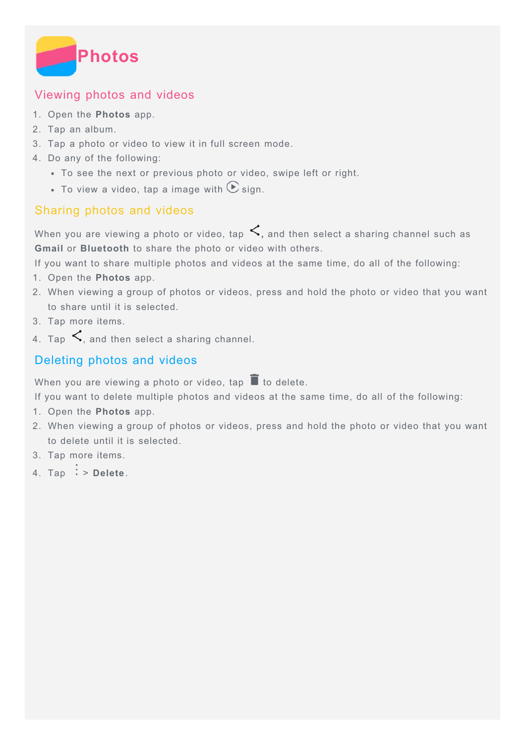# Photos

## Viewing photos and videos

1. Open the **Photos** app.
2. Tap an album.
3. Tap a photo or video to view it in full screen mode.
4. Do any of the following:
   - To see the next or previous photo or video, swipe left or right.
   - To view a video, tap a image with sign.

## Sharing photos and videos

When you are viewing a photo or video, tap , and then select a sharing channel such as **Gmail** or **Bluetooth** to share the photo or video with others.

If you want to share multiple photos and videos at the same time, do all of the following:

1. Open the **Photos** app.
2. When viewing a group of photos or videos, press and hold the photo or video that you want to share until it is selected.
3. Tap more items.
4. Tap , and then select a sharing channel.

## Deleting photos and videos

When you are viewing a photo or video, tap to delete.

If you want to delete multiple photos and videos at the same time, do all of the following:

1. Open the **Photos** app.
2. When viewing a group of photos or videos, press and hold the photo or video that you want to delete until it is selected.
3. Tap more items.
4. Tap > **Delete**.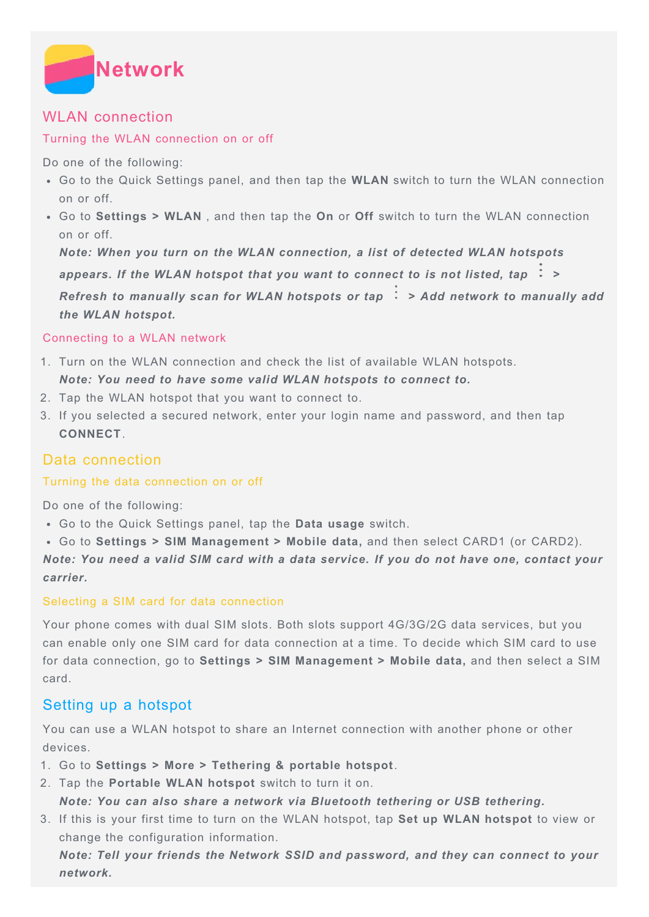# Network

## WLAN connection

### Turning the WLAN connection on or off

Do one of the following:

- Go to the Quick Settings panel, and then tap the **WLAN** switch to turn the WLAN connection on or off.
- Go to **Settings > WLAN** , and then tap the **On** or **Off** switch to turn the WLAN connection on or off.

  ***Note: When you turn on the WLAN connection, a list of detected WLAN hotspots appears. If the WLAN hotspot that you want to connect to is not listed, tap ⋮ > Refresh to manually scan for WLAN hotspots or tap ⋮ > Add network to manually add the WLAN hotspot.***

### Connecting to a WLAN network

1. Turn on the WLAN connection and check the list of available WLAN hotspots.
   ***Note: You need to have some valid WLAN hotspots to connect to.***
2. Tap the WLAN hotspot that you want to connect to.
3. If you selected a secured network, enter your login name and password, and then tap **CONNECT**.

## Data connection

### Turning the data connection on or off

Do one of the following:

- Go to the Quick Settings panel, tap the **Data usage** switch.
- Go to **Settings > SIM Management > Mobile data,** and then select CARD1 (or CARD2).

***Note: You need a valid SIM card with a data service. If you do not have one, contact your carrier.***

### Selecting a SIM card for data connection

Your phone comes with dual SIM slots. Both slots support 4G/3G/2G data services, but you can enable only one SIM card for data connection at a time. To decide which SIM card to use for data connection, go to **Settings > SIM Management > Mobile data,** and then select a SIM card.

## Setting up a hotspot

You can use a WLAN hotspot to share an Internet connection with another phone or other devices.

1. Go to **Settings > More > Tethering & portable hotspot**.
2. Tap the **Portable WLAN hotspot** switch to turn it on.
   ***Note: You can also share a network via Bluetooth tethering or USB tethering.***
3. If this is your first time to turn on the WLAN hotspot, tap **Set up WLAN hotspot** to view or change the configuration information.
   ***Note: Tell your friends the Network SSID and password, and they can connect to your network.***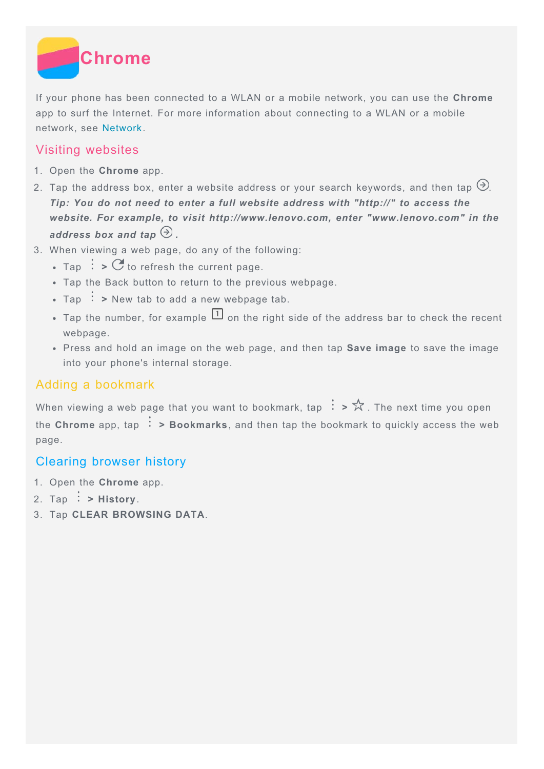# Chrome

If your phone has been connected to a WLAN or a mobile network, you can use the **Chrome** app to surf the Internet. For more information about connecting to a WLAN or a mobile network, see Network.

## Visiting websites

1. Open the **Chrome** app.
2. Tap the address box, enter a website address or your search keywords, and then tap ⊛.
   ***Tip: You do not need to enter a full website address with "http://" to access the website. For example, to visit http://www.lenovo.com, enter "www.lenovo.com" in the address box and tap ⊛.***
3. When viewing a web page, do any of the following:
   - Tap ⋮ > ↻ to refresh the current page.
   - Tap the Back button to return to the previous webpage.
   - Tap ⋮ > New tab to add a new webpage tab.
   - Tap the number, for example 1 on the right side of the address bar to check the recent webpage.
   - Press and hold an image on the web page, and then tap **Save image** to save the image into your phone's internal storage.

## Adding a bookmark

When viewing a web page that you want to bookmark, tap ⋮ > ☆. The next time you open the **Chrome** app, tap ⋮ **> Bookmarks**, and then tap the bookmark to quickly access the web page.

## Clearing browser history

1. Open the **Chrome** app.
2. Tap ⋮ **> History**.
3. Tap **CLEAR BROWSING DATA**.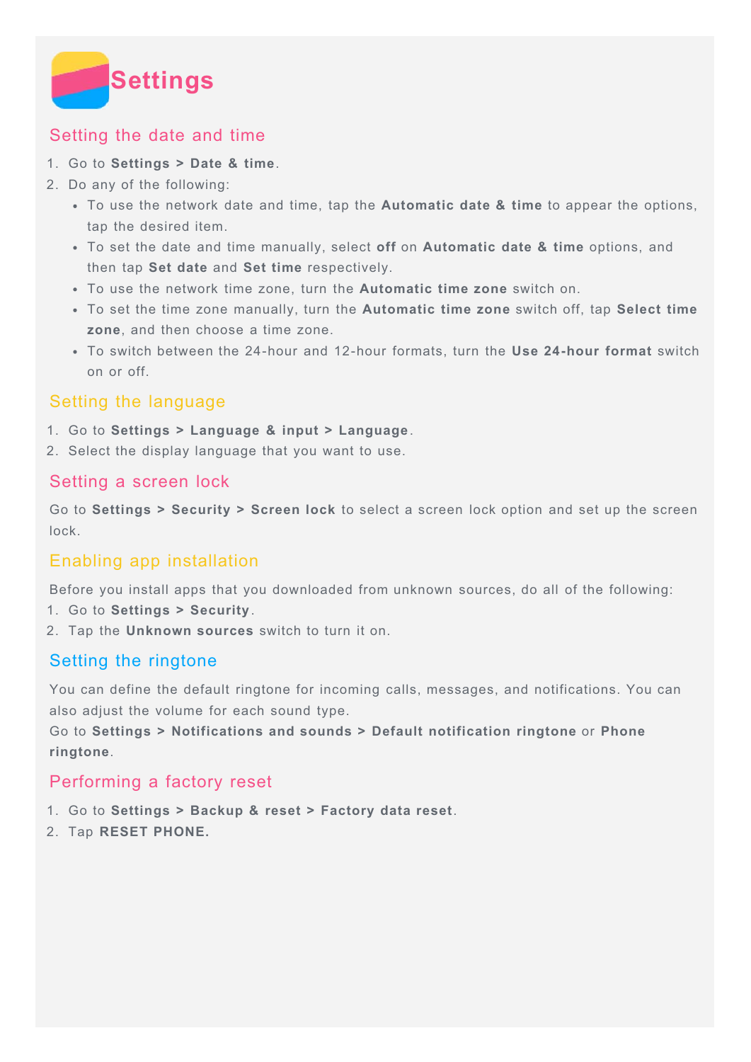# Settings

## Setting the date and time

1. Go to **Settings > Date & time**.
2. Do any of the following:
   - To use the network date and time, tap the **Automatic date & time** to appear the options, tap the desired item.
   - To set the date and time manually, select **off** on **Automatic date & time** options, and then tap **Set date** and **Set time** respectively.
   - To use the network time zone, turn the **Automatic time zone** switch on.
   - To set the time zone manually, turn the **Automatic time zone** switch off, tap **Select time zone**, and then choose a time zone.
   - To switch between the 24-hour and 12-hour formats, turn the **Use 24-hour format** switch on or off.

## Setting the language

1. Go to **Settings > Language & input > Language**.
2. Select the display language that you want to use.

## Setting a screen lock

Go to **Settings > Security > Screen lock** to select a screen lock option and set up the screen lock.

## Enabling app installation

Before you install apps that you downloaded from unknown sources, do all of the following:

1. Go to **Settings > Security**.
2. Tap the **Unknown sources** switch to turn it on.

## Setting the ringtone

You can define the default ringtone for incoming calls, messages, and notifications. You can also adjust the volume for each sound type.
Go to **Settings > Notifications and sounds > Default notification ringtone** or **Phone ringtone**.

## Performing a factory reset

1. Go to **Settings > Backup & reset > Factory data reset**.
2. Tap **RESET PHONE.**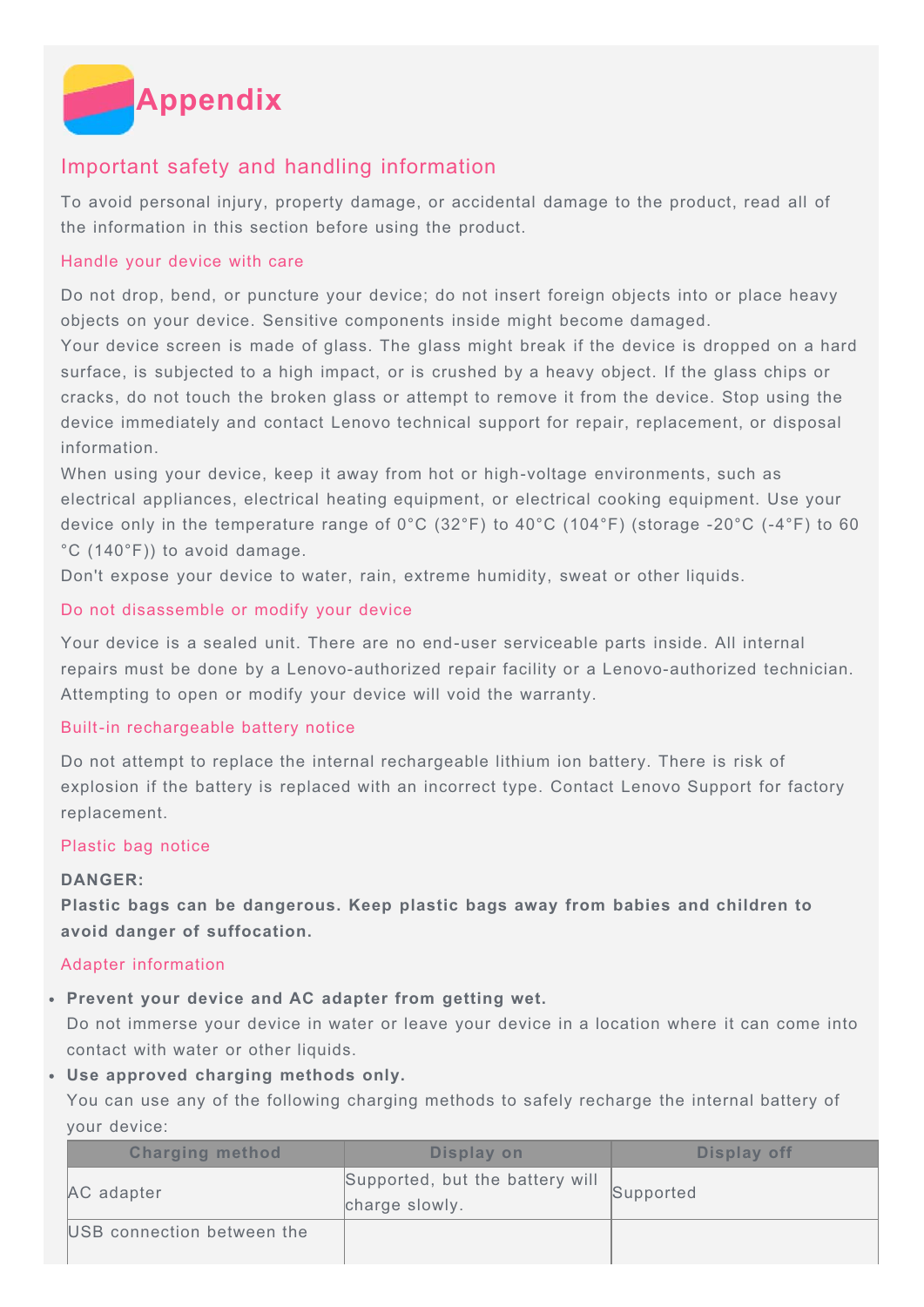# Appendix

## Important safety and handling information

To avoid personal injury, property damage, or accidental damage to the product, read all of the information in this section before using the product.

### Handle your device with care

Do not drop, bend, or puncture your device; do not insert foreign objects into or place heavy objects on your device. Sensitive components inside might become damaged.
Your device screen is made of glass. The glass might break if the device is dropped on a hard surface, is subjected to a high impact, or is crushed by a heavy object. If the glass chips or cracks, do not touch the broken glass or attempt to remove it from the device. Stop using the device immediately and contact Lenovo technical support for repair, replacement, or disposal information.
When using your device, keep it away from hot or high-voltage environments, such as electrical appliances, electrical heating equipment, or electrical cooking equipment. Use your device only in the temperature range of 0°C (32°F) to 40°C (104°F) (storage -20°C (-4°F) to 60 °C (140°F)) to avoid damage.
Don't expose your device to water, rain, extreme humidity, sweat or other liquids.

### Do not disassemble or modify your device

Your device is a sealed unit. There are no end-user serviceable parts inside. All internal repairs must be done by a Lenovo-authorized repair facility or a Lenovo-authorized technician. Attempting to open or modify your device will void the warranty.

### Built-in rechargeable battery notice

Do not attempt to replace the internal rechargeable lithium ion battery. There is risk of explosion if the battery is replaced with an incorrect type. Contact Lenovo Support for factory replacement.

### Plastic bag notice

**DANGER:**
**Plastic bags can be dangerous. Keep plastic bags away from babies and children to avoid danger of suffocation.**

### Adapter information

- **Prevent your device and AC adapter from getting wet.**
  Do not immerse your device in water or leave your device in a location where it can come into contact with water or other liquids.
- **Use approved charging methods only.**
  You can use any of the following charging methods to safely recharge the internal battery of your device:

| Charging method | Display on | Display off |
|---|---|---|
| AC adapter | Supported, but the battery will charge slowly. | Supported |
| USB connection between the | | |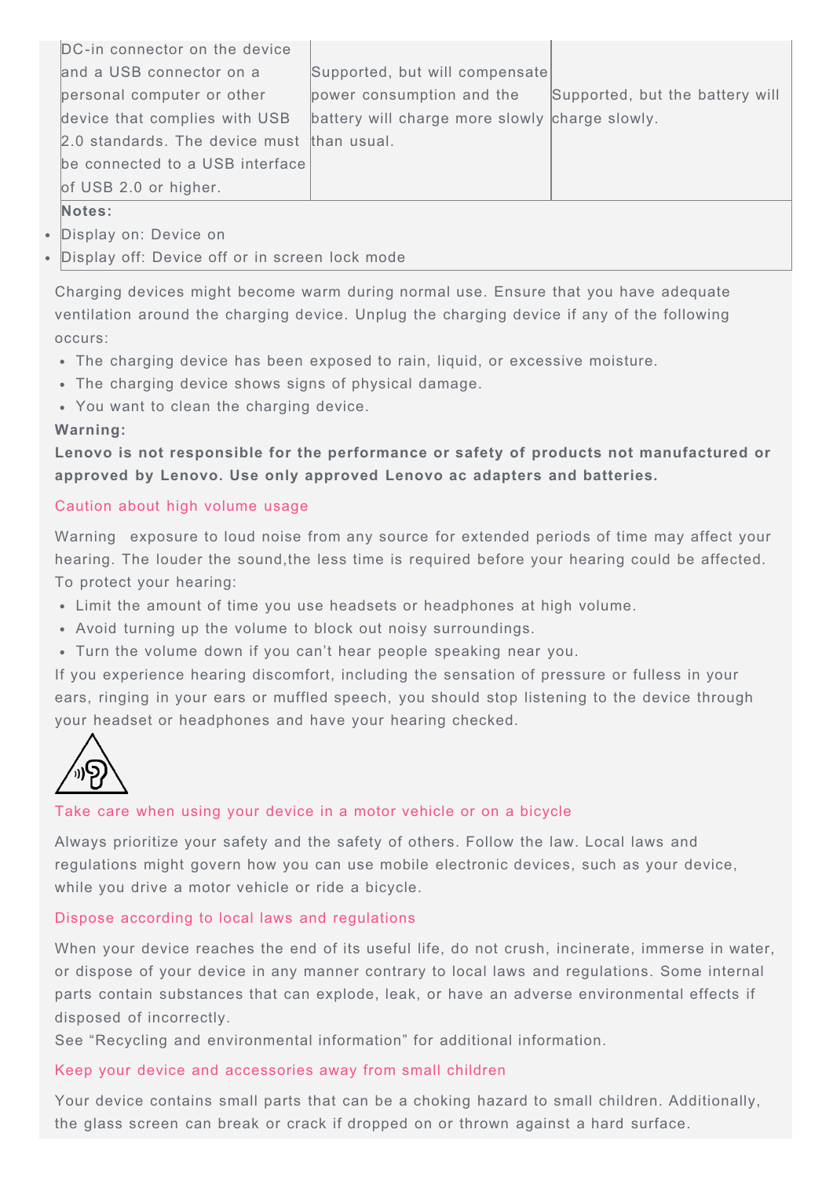| | | |
|---|---|---|
| DC-in connector on the device and a USB connector on a personal computer or other device that complies with USB 2.0 standards. The device must be connected to a USB interface of USB 2.0 or higher. | Supported, but will compensate power consumption and the battery will charge more slowly than usual. | Supported, but the battery will charge slowly. |

**Notes:**

- Display on: Device on
- Display off: Device off or in screen lock mode

Charging devices might become warm during normal use. Ensure that you have adequate ventilation around the charging device. Unplug the charging device if any of the following occurs:

- The charging device has been exposed to rain, liquid, or excessive moisture.
- The charging device shows signs of physical damage.
- You want to clean the charging device.

**Warning:**

**Lenovo is not responsible for the performance or safety of products not manufactured or approved by Lenovo. Use only approved Lenovo ac adapters and batteries.**

## Caution about high volume usage

Warning  exposure to loud noise from any source for extended periods of time may affect your hearing. The louder the sound,the less time is required before your hearing could be affected. To protect your hearing:

- Limit the amount of time you use headsets or headphones at high volume.
- Avoid turning up the volume to block out noisy surroundings.
- Turn the volume down if you can't hear people speaking near you.

If you experience hearing discomfort, including the sensation of pressure or fulless in your ears, ringing in your ears or muffled speech, you should stop listening to the device through your headset or headphones and have your hearing checked.

## Take care when using your device in a motor vehicle or on a bicycle

Always prioritize your safety and the safety of others. Follow the law. Local laws and regulations might govern how you can use mobile electronic devices, such as your device, while you drive a motor vehicle or ride a bicycle.

## Dispose according to local laws and regulations

When your device reaches the end of its useful life, do not crush, incinerate, immerse in water, or dispose of your device in any manner contrary to local laws and regulations. Some internal parts contain substances that can explode, leak, or have an adverse environmental effects if disposed of incorrectly.

See "Recycling and environmental information" for additional information.

## Keep your device and accessories away from small children

Your device contains small parts that can be a choking hazard to small children. Additionally, the glass screen can break or crack if dropped on or thrown against a hard surface.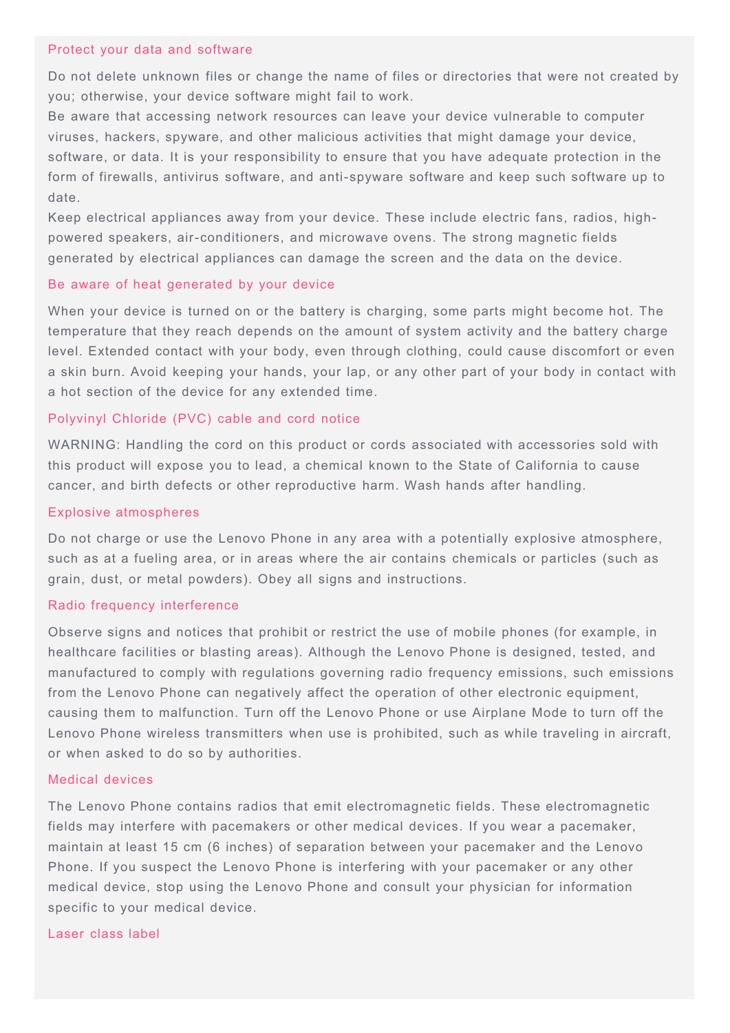### Protect your data and software

Do not delete unknown files or change the name of files or directories that were not created by you; otherwise, your device software might fail to work.
Be aware that accessing network resources can leave your device vulnerable to computer viruses, hackers, spyware, and other malicious activities that might damage your device, software, or data. It is your responsibility to ensure that you have adequate protection in the form of firewalls, antivirus software, and anti-spyware software and keep such software up to date.
Keep electrical appliances away from your device. These include electric fans, radios, high-powered speakers, air-conditioners, and microwave ovens. The strong magnetic fields generated by electrical appliances can damage the screen and the data on the device.

### Be aware of heat generated by your device

When your device is turned on or the battery is charging, some parts might become hot. The temperature that they reach depends on the amount of system activity and the battery charge level. Extended contact with your body, even through clothing, could cause discomfort or even a skin burn. Avoid keeping your hands, your lap, or any other part of your body in contact with a hot section of the device for any extended time.

### Polyvinyl Chloride (PVC) cable and cord notice

WARNING: Handling the cord on this product or cords associated with accessories sold with this product will expose you to lead, a chemical known to the State of California to cause cancer, and birth defects or other reproductive harm. Wash hands after handling.

### Explosive atmospheres

Do not charge or use the Lenovo Phone in any area with a potentially explosive atmosphere, such as at a fueling area, or in areas where the air contains chemicals or particles (such as grain, dust, or metal powders). Obey all signs and instructions.

### Radio frequency interference

Observe signs and notices that prohibit or restrict the use of mobile phones (for example, in healthcare facilities or blasting areas). Although the Lenovo Phone is designed, tested, and manufactured to comply with regulations governing radio frequency emissions, such emissions from the Lenovo Phone can negatively affect the operation of other electronic equipment, causing them to malfunction. Turn off the Lenovo Phone or use Airplane Mode to turn off the Lenovo Phone wireless transmitters when use is prohibited, such as while traveling in aircraft, or when asked to do so by authorities.

### Medical devices

The Lenovo Phone contains radios that emit electromagnetic fields. These electromagnetic fields may interfere with pacemakers or other medical devices. If you wear a pacemaker, maintain at least 15 cm (6 inches) of separation between your pacemaker and the Lenovo Phone. If you suspect the Lenovo Phone is interfering with your pacemaker or any other medical device, stop using the Lenovo Phone and consult your physician for information specific to your medical device.

### Laser class label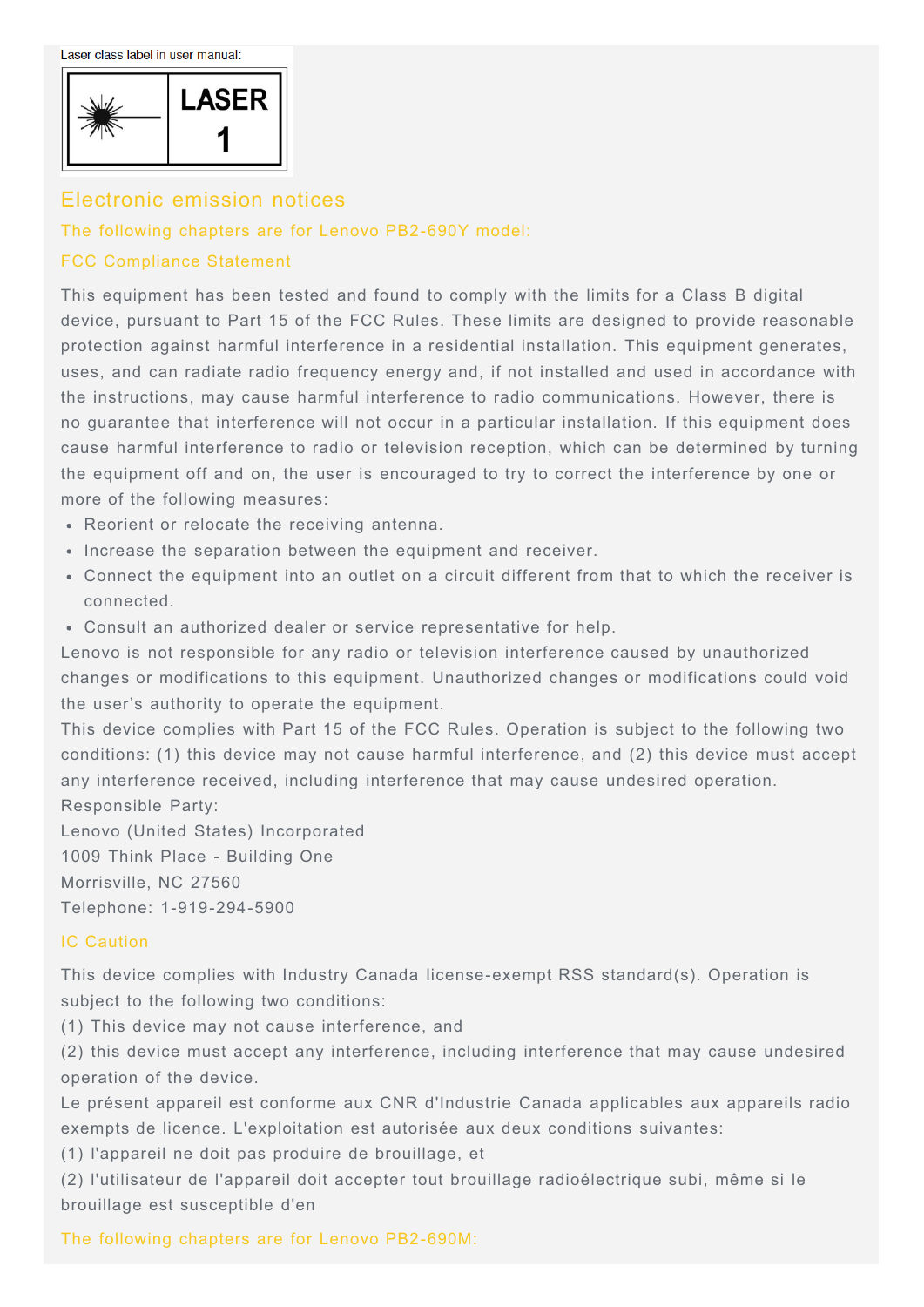Laser class label in user manual:

LASER 1

## Electronic emission notices

### The following chapters are for Lenovo PB2-690Y model:

### FCC Compliance Statement

This equipment has been tested and found to comply with the limits for a Class B digital device, pursuant to Part 15 of the FCC Rules. These limits are designed to provide reasonable protection against harmful interference in a residential installation. This equipment generates, uses, and can radiate radio frequency energy and, if not installed and used in accordance with the instructions, may cause harmful interference to radio communications. However, there is no guarantee that interference will not occur in a particular installation. If this equipment does cause harmful interference to radio or television reception, which can be determined by turning the equipment off and on, the user is encouraged to try to correct the interference by one or more of the following measures:

- Reorient or relocate the receiving antenna.
- Increase the separation between the equipment and receiver.
- Connect the equipment into an outlet on a circuit different from that to which the receiver is connected.
- Consult an authorized dealer or service representative for help.

Lenovo is not responsible for any radio or television interference caused by unauthorized changes or modifications to this equipment. Unauthorized changes or modifications could void the user's authority to operate the equipment.

This device complies with Part 15 of the FCC Rules. Operation is subject to the following two conditions: (1) this device may not cause harmful interference, and (2) this device must accept any interference received, including interference that may cause undesired operation.

Responsible Party:
Lenovo (United States) Incorporated
1009 Think Place - Building One
Morrisville, NC 27560
Telephone: 1-919-294-5900

### IC Caution

This device complies with Industry Canada license-exempt RSS standard(s). Operation is subject to the following two conditions:
(1) This device may not cause interference, and
(2) this device must accept any interference, including interference that may cause undesired operation of the device.

Le présent appareil est conforme aux CNR d'Industrie Canada applicables aux appareils radio exempts de licence. L'exploitation est autorisée aux deux conditions suivantes:
(1) l'appareil ne doit pas produire de brouillage, et
(2) l'utilisateur de l'appareil doit accepter tout brouillage radioélectrique subi, même si le brouillage est susceptible d'en

### The following chapters are for Lenovo PB2-690M: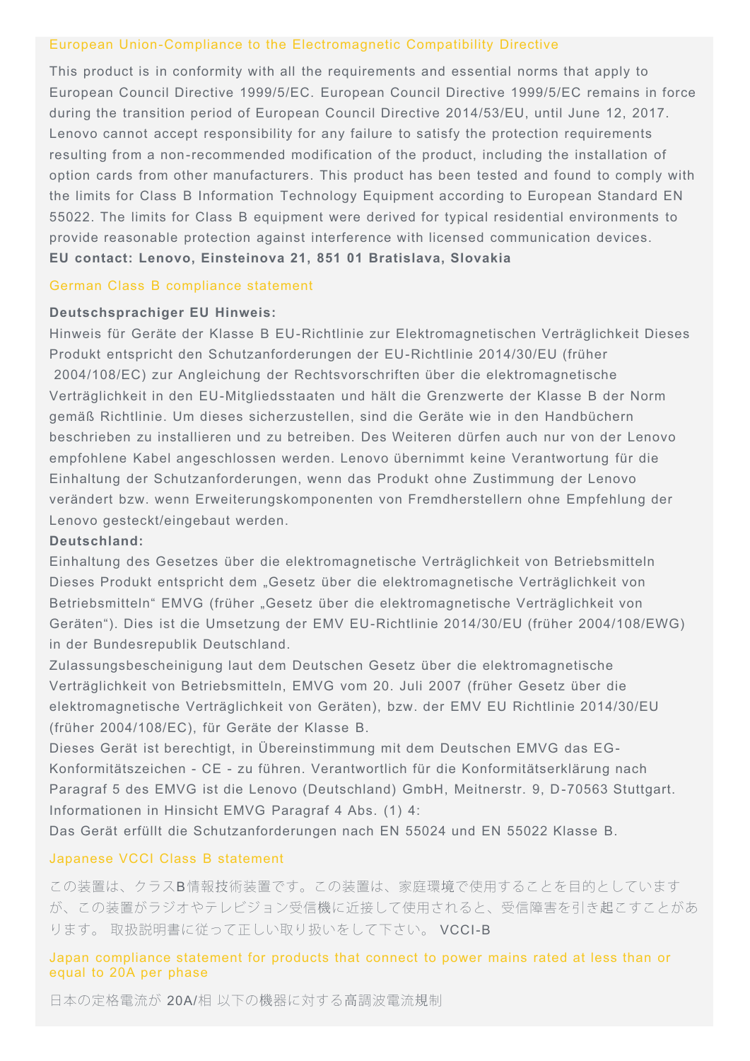## European Union-Compliance to the Electromagnetic Compatibility Directive

This product is in conformity with all the requirements and essential norms that apply to European Council Directive 1999/5/EC. European Council Directive 1999/5/EC remains in force during the transition period of European Council Directive 2014/53/EU, until June 12, 2017. Lenovo cannot accept responsibility for any failure to satisfy the protection requirements resulting from a non-recommended modification of the product, including the installation of option cards from other manufacturers. This product has been tested and found to comply with the limits for Class B Information Technology Equipment according to European Standard EN 55022. The limits for Class B equipment were derived for typical residential environments to provide reasonable protection against interference with licensed communication devices.
**EU contact: Lenovo, Einsteinova 21, 851 01 Bratislava, Slovakia**

## German Class B compliance statement

**Deutschsprachiger EU Hinweis:**
Hinweis für Geräte der Klasse B EU-Richtlinie zur Elektromagnetischen Verträglichkeit Dieses Produkt entspricht den Schutzanforderungen der EU-Richtlinie 2014/30/EU (früher 2004/108/EC) zur Angleichung der Rechtsvorschriften über die elektromagnetische Verträglichkeit in den EU-Mitgliedsstaaten und hält die Grenzwerte der Klasse B der Norm gemäß Richtlinie. Um dieses sicherzustellen, sind die Geräte wie in den Handbüchern beschrieben zu installieren und zu betreiben. Des Weiteren dürfen auch nur von der Lenovo empfohlene Kabel angeschlossen werden. Lenovo übernimmt keine Verantwortung für die Einhaltung der Schutzanforderungen, wenn das Produkt ohne Zustimmung der Lenovo verändert bzw. wenn Erweiterungskomponenten von Fremdherstellern ohne Empfehlung der Lenovo gesteckt/eingebaut werden.
**Deutschland:**
Einhaltung des Gesetzes über die elektromagnetische Verträglichkeit von Betriebsmitteln Dieses Produkt entspricht dem „Gesetz über die elektromagnetische Verträglichkeit von Betriebsmitteln" EMVG (früher „Gesetz über die elektromagnetische Verträglichkeit von Geräten"). Dies ist die Umsetzung der EMV EU-Richtlinie 2014/30/EU (früher 2004/108/EWG) in der Bundesrepublik Deutschland.
Zulassungsbescheinigung laut dem Deutschen Gesetz über die elektromagnetische Verträglichkeit von Betriebsmitteln, EMVG vom 20. Juli 2007 (früher Gesetz über die elektromagnetische Verträglichkeit von Geräten), bzw. der EMV EU Richtlinie 2014/30/EU (früher 2004/108/EC), für Geräte der Klasse B.
Dieses Gerät ist berechtigt, in Übereinstimmung mit dem Deutschen EMVG das EG-Konformitätszeichen - CE - zu führen. Verantwortlich für die Konformitätserklärung nach Paragraf 5 des EMVG ist die Lenovo (Deutschland) GmbH, Meitnerstr. 9, D-70563 Stuttgart.
Informationen in Hinsicht EMVG Paragraf 4 Abs. (1) 4:
Das Gerät erfüllt die Schutzanforderungen nach EN 55024 und EN 55022 Klasse B.

## Japanese VCCI Class B statement

この装置は、クラスB情報技術装置です。この装置は、家庭環境で使用することを目的としていますが、この装置がラジオやテレビジョン受信機に近接して使用されると、受信障害を引き起こすことがあります。 取扱説明書に従って正しい取り扱いをして下さい。 VCCI-B

## Japan compliance statement for products that connect to power mains rated at less than or equal to 20A per phase

日本の定格電流が 20A/相 以下の機器に対する高調波電流規制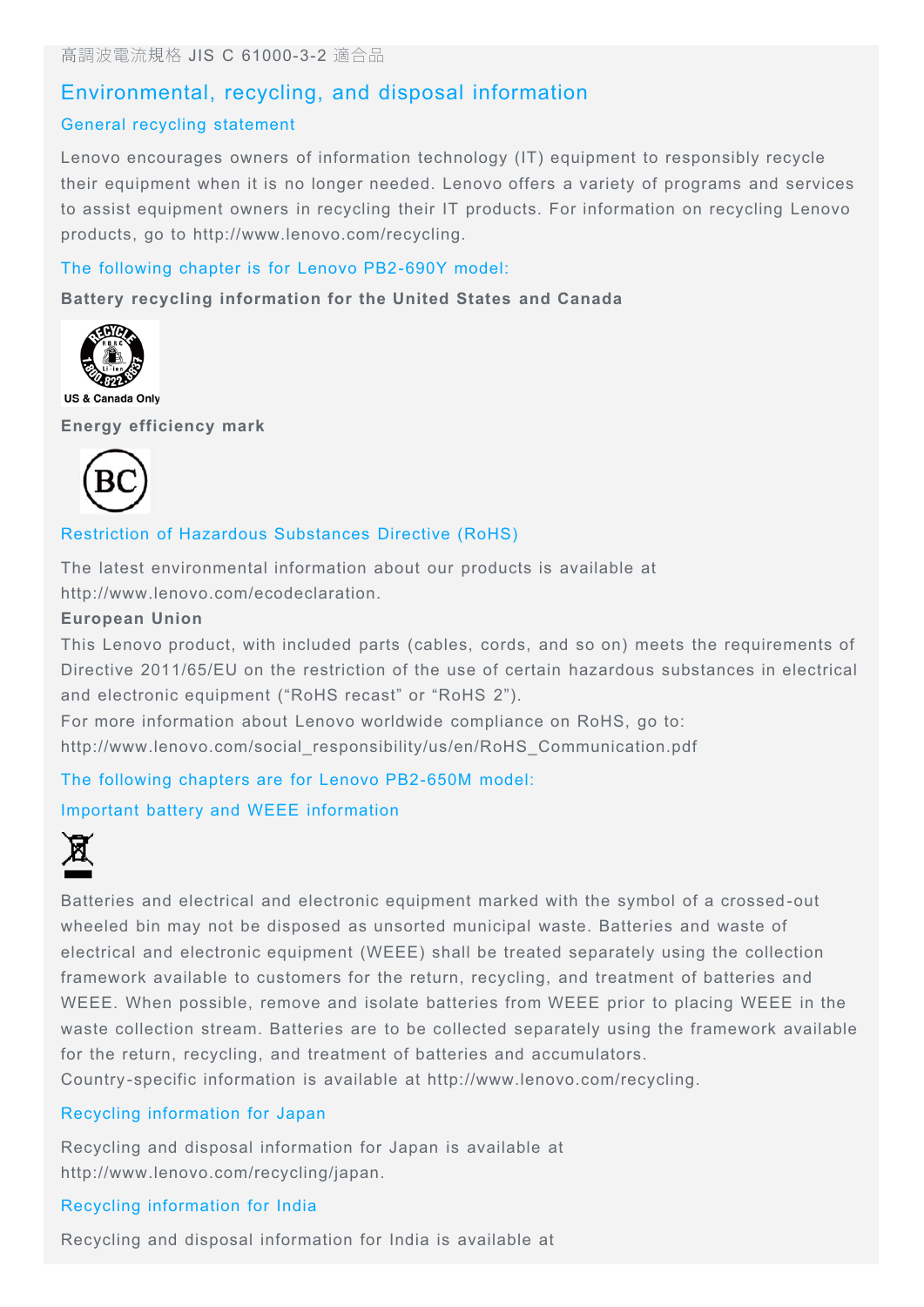高調波電流規格 JIS C 61000-3-2 適合品

## Environmental, recycling, and disposal information

### General recycling statement

Lenovo encourages owners of information technology (IT) equipment to responsibly recycle their equipment when it is no longer needed. Lenovo offers a variety of programs and services to assist equipment owners in recycling their IT products. For information on recycling Lenovo products, go to http://www.lenovo.com/recycling.

### The following chapter is for Lenovo PB2-690Y model:

**Battery recycling information for the United States and Canada**

US & Canada Only

**Energy efficiency mark**

### Restriction of Hazardous Substances Directive (RoHS)

The latest environmental information about our products is available at http://www.lenovo.com/ecodeclaration.

**European Union**

This Lenovo product, with included parts (cables, cords, and so on) meets the requirements of Directive 2011/65/EU on the restriction of the use of certain hazardous substances in electrical and electronic equipment ("RoHS recast" or "RoHS 2").

For more information about Lenovo worldwide compliance on RoHS, go to: http://www.lenovo.com/social_responsibility/us/en/RoHS_Communication.pdf

### The following chapters are for Lenovo PB2-650M model:

### Important battery and WEEE information

Batteries and electrical and electronic equipment marked with the symbol of a crossed-out wheeled bin may not be disposed as unsorted municipal waste. Batteries and waste of electrical and electronic equipment (WEEE) shall be treated separately using the collection framework available to customers for the return, recycling, and treatment of batteries and WEEE. When possible, remove and isolate batteries from WEEE prior to placing WEEE in the waste collection stream. Batteries are to be collected separately using the framework available for the return, recycling, and treatment of batteries and accumulators.

Country-specific information is available at http://www.lenovo.com/recycling.

### Recycling information for Japan

Recycling and disposal information for Japan is available at http://www.lenovo.com/recycling/japan.

### Recycling information for India

Recycling and disposal information for India is available at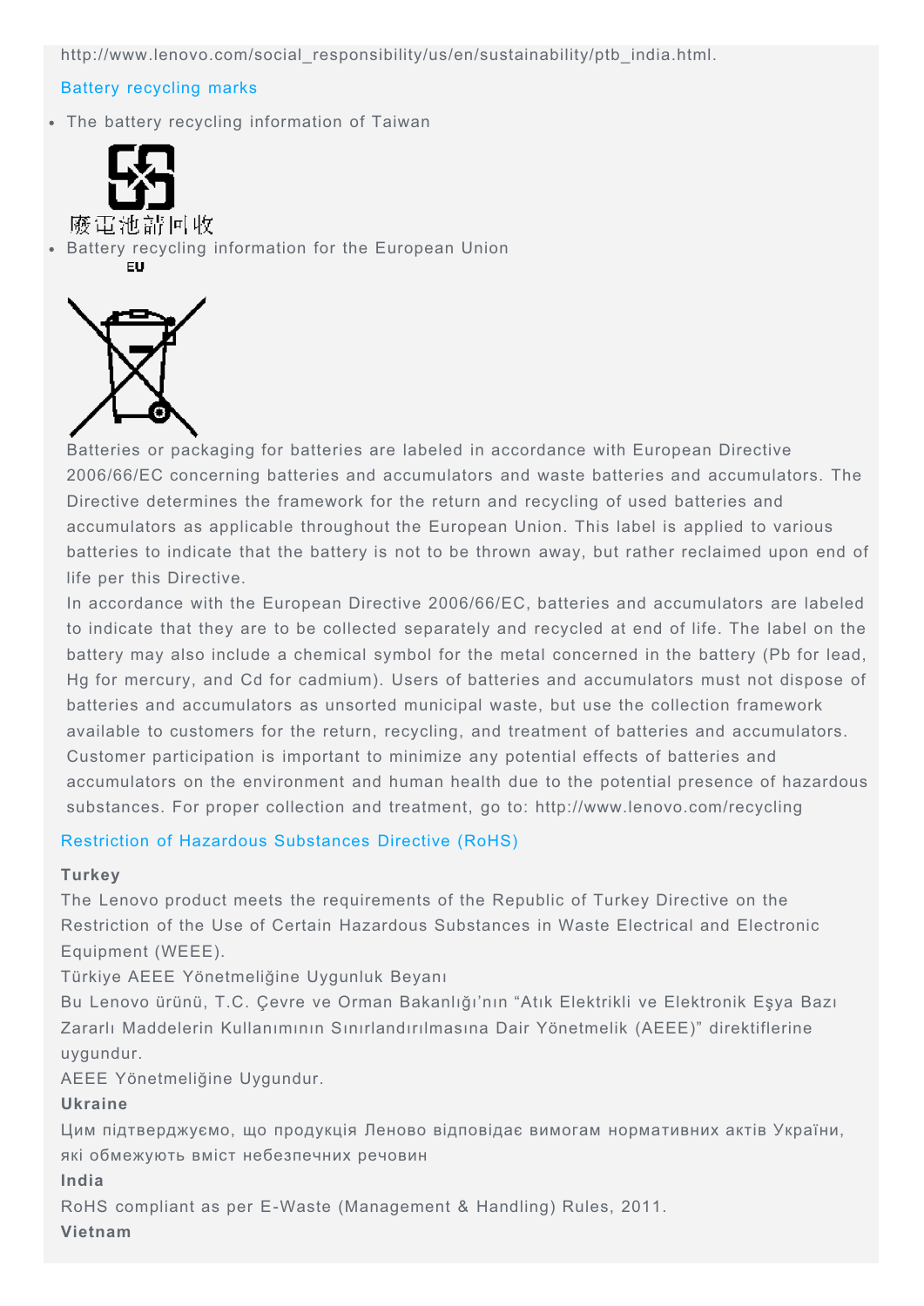http://www.lenovo.com/social_responsibility/us/en/sustainability/ptb_india.html.

## Battery recycling marks

- The battery recycling information of Taiwan

廢電池請回收

- Battery recycling information for the European Union

EU

Batteries or packaging for batteries are labeled in accordance with European Directive 2006/66/EC concerning batteries and accumulators and waste batteries and accumulators. The Directive determines the framework for the return and recycling of used batteries and accumulators as applicable throughout the European Union. This label is applied to various batteries to indicate that the battery is not to be thrown away, but rather reclaimed upon end of life per this Directive.

In accordance with the European Directive 2006/66/EC, batteries and accumulators are labeled to indicate that they are to be collected separately and recycled at end of life. The label on the battery may also include a chemical symbol for the metal concerned in the battery (Pb for lead, Hg for mercury, and Cd for cadmium). Users of batteries and accumulators must not dispose of batteries and accumulators as unsorted municipal waste, but use the collection framework available to customers for the return, recycling, and treatment of batteries and accumulators. Customer participation is important to minimize any potential effects of batteries and accumulators on the environment and human health due to the potential presence of hazardous substances. For proper collection and treatment, go to: http://www.lenovo.com/recycling

## Restriction of Hazardous Substances Directive (RoHS)

**Turkey**

The Lenovo product meets the requirements of the Republic of Turkey Directive on the Restriction of the Use of Certain Hazardous Substances in Waste Electrical and Electronic Equipment (WEEE).

Türkiye AEEE Yönetmeliğine Uygunluk Beyanı

Bu Lenovo ürünü, T.C. Çevre ve Orman Bakanlığı'nın "Atık Elektrikli ve Elektronik Eşya Bazı Zararlı Maddelerin Kullanımının Sınırlandırılmasına Dair Yönetmelik (AEEE)" direktiflerine uygundur.

AEEE Yönetmeliğine Uygundur.

**Ukraine**

Цим підтверджуємо, що продукція Леново відповідає вимогам нормативних актів України, які обмежують вміст небезпечних речовин

**India**

RoHS compliant as per E-Waste (Management & Handling) Rules, 2011.

**Vietnam**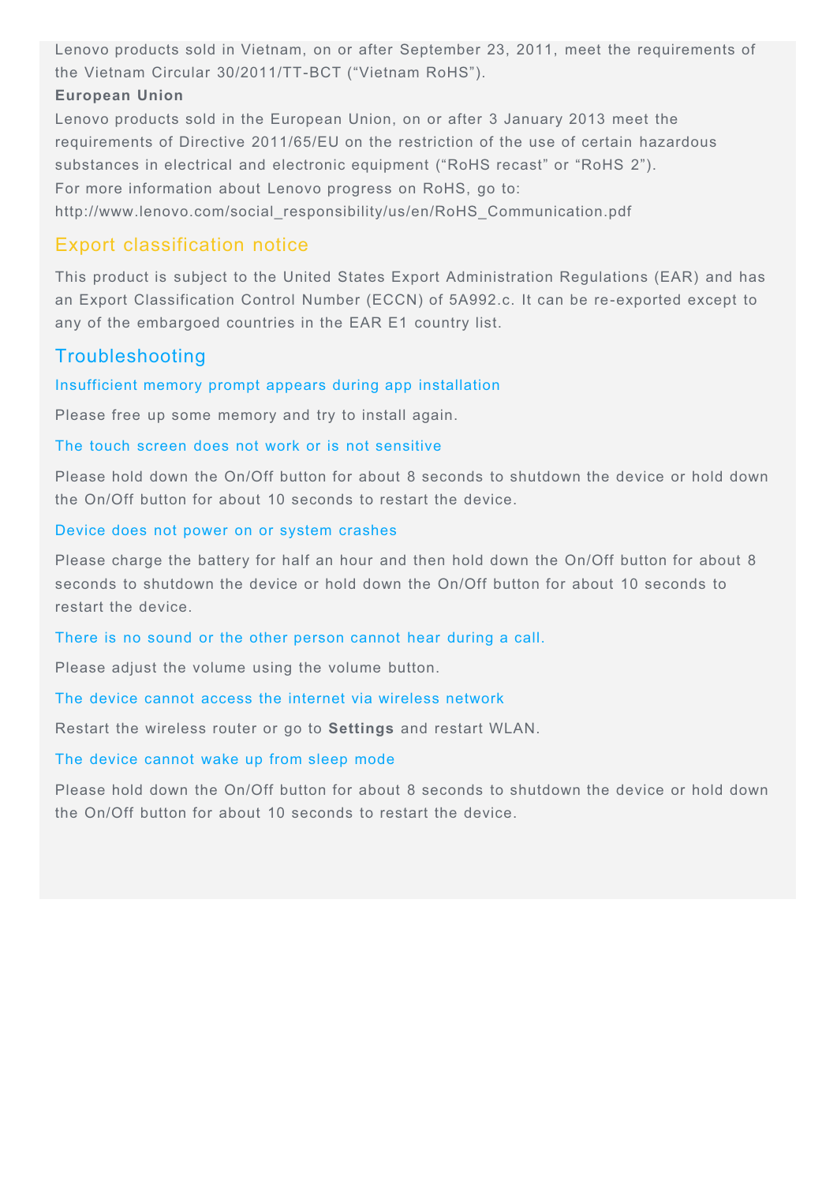Lenovo products sold in Vietnam, on or after September 23, 2011, meet the requirements of the Vietnam Circular 30/2011/TT-BCT ("Vietnam RoHS").

**European Union**

Lenovo products sold in the European Union, on or after 3 January 2013 meet the requirements of Directive 2011/65/EU on the restriction of the use of certain hazardous substances in electrical and electronic equipment ("RoHS recast" or "RoHS 2").

For more information about Lenovo progress on RoHS, go to:

http://www.lenovo.com/social_responsibility/us/en/RoHS_Communication.pdf

## Export classification notice

This product is subject to the United States Export Administration Regulations (EAR) and has an Export Classification Control Number (ECCN) of 5A992.c. It can be re-exported except to any of the embargoed countries in the EAR E1 country list.

## Troubleshooting

### Insufficient memory prompt appears during app installation

Please free up some memory and try to install again.

### The touch screen does not work or is not sensitive

Please hold down the On/Off button for about 8 seconds to shutdown the device or hold down the On/Off button for about 10 seconds to restart the device.

### Device does not power on or system crashes

Please charge the battery for half an hour and then hold down the On/Off button for about 8 seconds to shutdown the device or hold down the On/Off button for about 10 seconds to restart the device.

### There is no sound or the other person cannot hear during a call.

Please adjust the volume using the volume button.

### The device cannot access the internet via wireless network

Restart the wireless router or go to **Settings** and restart WLAN.

### The device cannot wake up from sleep mode

Please hold down the On/Off button for about 8 seconds to shutdown the device or hold down the On/Off button for about 10 seconds to restart the device.